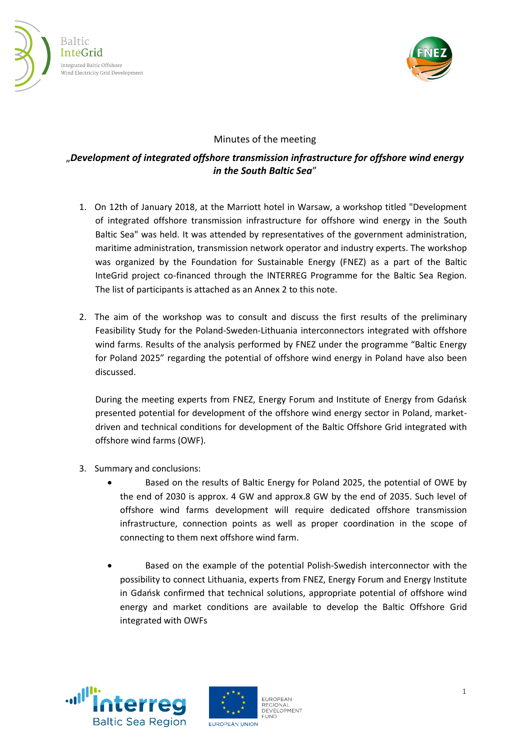Minutes of the meeting

# „*Development of integrated offshore transmission infrastructure for offshore wind energy in the South Baltic Sea*"

1. On 12th of January 2018, at the Marriott hotel in Warsaw, a workshop titled "Development of integrated offshore transmission infrastructure for offshore wind energy in the South Baltic Sea" was held. It was attended by representatives of the government administration, maritime administration, transmission network operator and industry experts. The workshop was organized by the Foundation for Sustainable Energy (FNEZ) as a part of the Baltic InteGrid project co-financed through the INTERREG Programme for the Baltic Sea Region. The list of participants is attached as an Annex 2 to this note.

2. The aim of the workshop was to consult and discuss the first results of the preliminary Feasibility Study for the Poland-Sweden-Lithuania interconnectors integrated with offshore wind farms. Results of the analysis performed by FNEZ under the programme "Baltic Energy for Poland 2025" regarding the potential of offshore wind energy in Poland have also been discussed.

   During the meeting experts from FNEZ, Energy Forum and Institute of Energy from Gdańsk presented potential for development of the offshore wind energy sector in Poland, market-driven and technical conditions for development of the Baltic Offshore Grid integrated with offshore wind farms (OWF).

3. Summary and conclusions:
   - Based on the results of Baltic Energy for Poland 2025, the potential of OWE by the end of 2030 is approx. 4 GW and approx.8 GW by the end of 2035. Such level of offshore wind farms development will require dedicated offshore transmission infrastructure, connection points as well as proper coordination in the scope of connecting to them next offshore wind farm.
   - Based on the example of the potential Polish-Swedish interconnector with the possibility to connect Lithuania, experts from FNEZ, Energy Forum and Energy Institute in Gdańsk confirmed that technical solutions, appropriate potential of offshore wind energy and market conditions are available to develop the Baltic Offshore Grid integrated with OWFs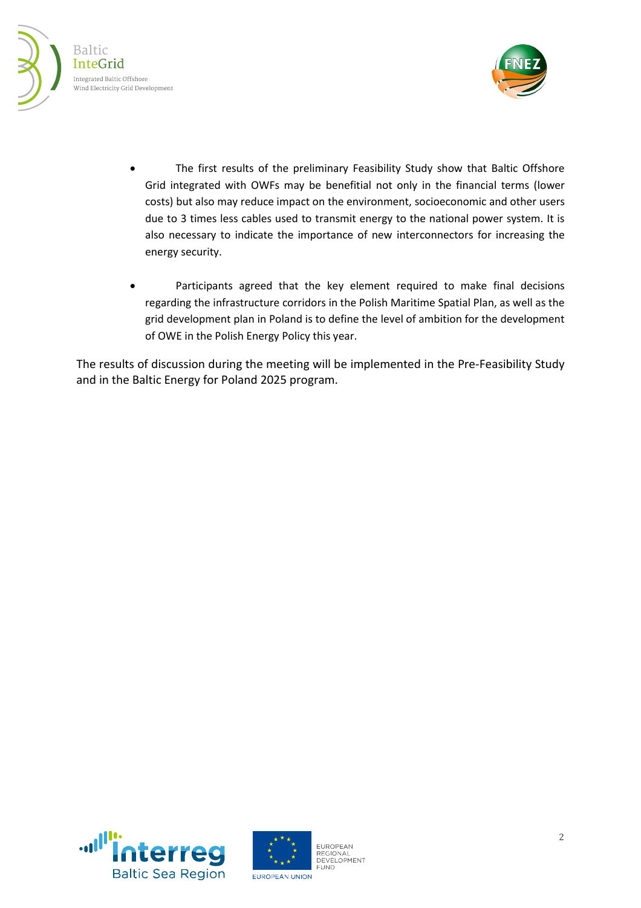- The first results of the preliminary Feasibility Study show that Baltic Offshore Grid integrated with OWFs may be benefitial not only in the financial terms (lower costs) but also may reduce impact on the environment, socioeconomic and other users due to 3 times less cables used to transmit energy to the national power system. It is also necessary to indicate the importance of new interconnectors for increasing the energy security.

- Participants agreed that the key element required to make final decisions regarding the infrastructure corridors in the Polish Maritime Spatial Plan, as well as the grid development plan in Poland is to define the level of ambition for the development of OWE in the Polish Energy Policy this year.

The results of discussion during the meeting will be implemented in the Pre-Feasibility Study and in the Baltic Energy for Poland 2025 program.